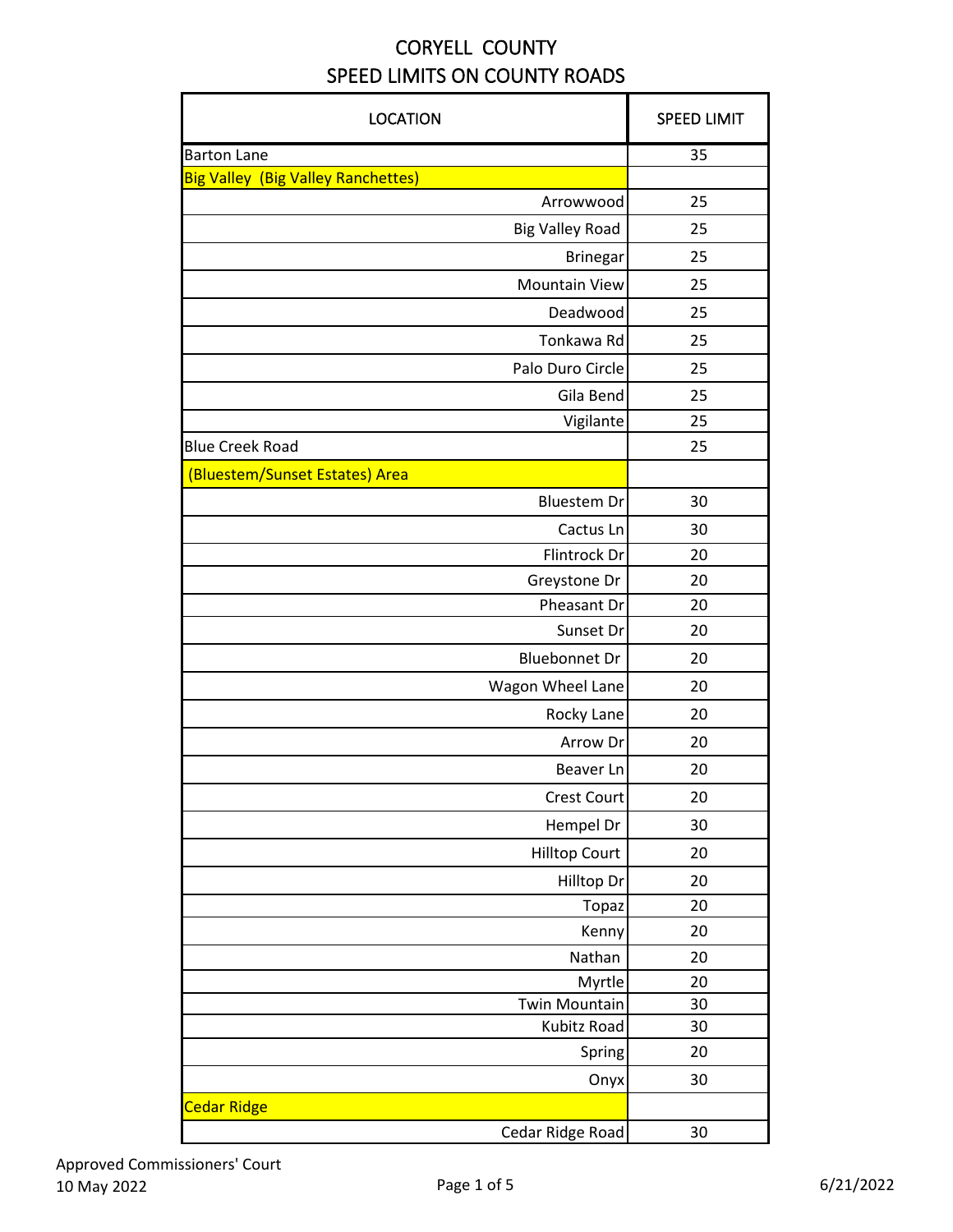# CORYELL COUNTY
## SPEED LIMITS ON COUNTY ROADS

| LOCATION | SPEED LIMIT |
|---|---|
| Barton Lane | 35 |
| Big Valley (Big Valley Ranchettes) | |
| Arrowwood | 25 |
| Big Valley Road | 25 |
| Brinegar | 25 |
| Mountain View | 25 |
| Deadwood | 25 |
| Tonkawa Rd | 25 |
| Palo Duro Circle | 25 |
| Gila Bend | 25 |
| Vigilante | 25 |
| Blue Creek Road | 25 |
| (Bluestem/Sunset Estates) Area | |
| Bluestem Dr | 30 |
| Cactus Ln | 30 |
| Flintrock Dr | 20 |
| Greystone Dr | 20 |
| Pheasant Dr | 20 |
| Sunset Dr | 20 |
| Bluebonnet Dr | 20 |
| Wagon Wheel Lane | 20 |
| Rocky Lane | 20 |
| Arrow Dr | 20 |
| Beaver Ln | 20 |
| Crest Court | 20 |
| Hempel Dr | 30 |
| Hilltop Court | 20 |
| Hilltop Dr | 20 |
| Topaz | 20 |
| Kenny | 20 |
| Nathan | 20 |
| Myrtle | 20 |
| Twin Mountain | 30 |
| Kubitz Road | 30 |
| Spring | 20 |
| Onyx | 30 |
| Cedar Ridge | |
| Cedar Ridge Road | 30 |

Approved Commissioners' Court
10 May 2022

6/21/2022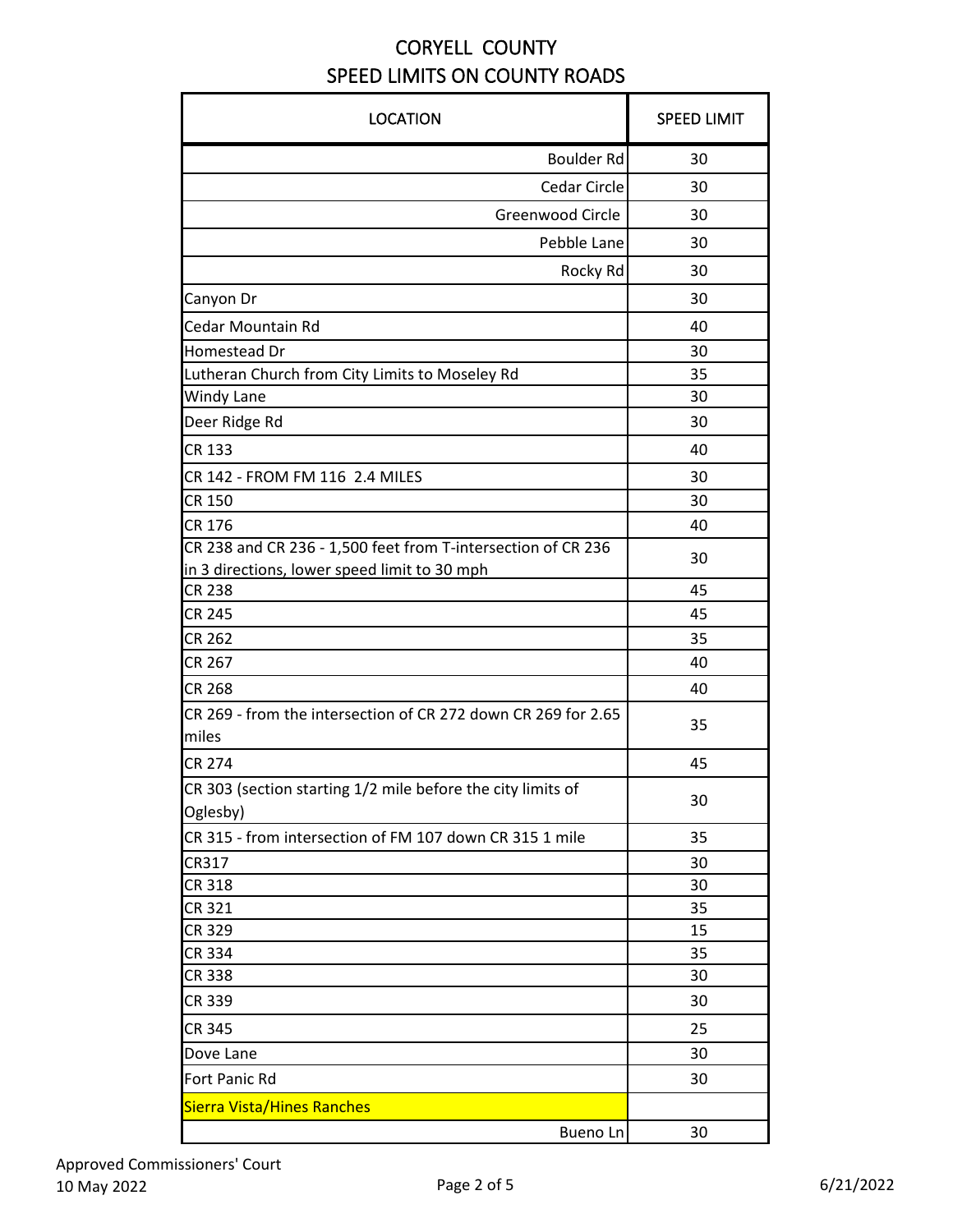# CORYELL COUNTY
## SPEED LIMITS ON COUNTY ROADS

| LOCATION | SPEED LIMIT |
|---|---|
| Boulder Rd | 30 |
| Cedar Circle | 30 |
| Greenwood Circle | 30 |
| Pebble Lane | 30 |
| Rocky Rd | 30 |
| Canyon Dr | 30 |
| Cedar Mountain Rd | 40 |
| Homestead Dr | 30 |
| Lutheran Church from City Limits to Moseley Rd | 35 |
| Windy Lane | 30 |
| Deer Ridge Rd | 30 |
| CR 133 | 40 |
| CR 142 - FROM FM 116 2.4 MILES | 30 |
| CR 150 | 30 |
| CR 176 | 40 |
| CR 238 and CR 236 - 1,500 feet from T-intersection of CR 236 in 3 directions, lower speed limit to 30 mph | 30 |
| CR 238 | 45 |
| CR 245 | 45 |
| CR 262 | 35 |
| CR 267 | 40 |
| CR 268 | 40 |
| CR 269 - from the intersection of CR 272 down CR 269 for 2.65 miles | 35 |
| CR 274 | 45 |
| CR 303 (section starting 1/2 mile before the city limits of Oglesby) | 30 |
| CR 315 - from intersection of FM 107 down CR 315 1 mile | 35 |
| CR317 | 30 |
| CR 318 | 30 |
| CR 321 | 35 |
| CR 329 | 15 |
| CR 334 | 35 |
| CR 338 | 30 |
| CR 339 | 30 |
| CR 345 | 25 |
| Dove Lane | 30 |
| Fort Panic Rd | 30 |
| Sierra Vista/Hines Ranches | |
| Bueno Ln | 30 |

Approved Commissioners' Court
10 May 2022

6/21/2022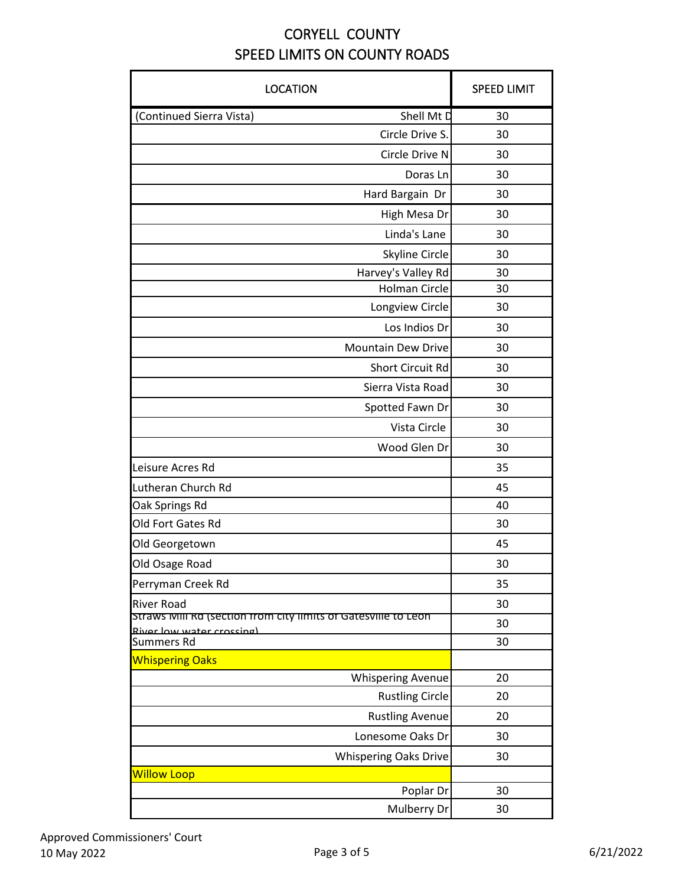# CORYELL COUNTY
## SPEED LIMITS ON COUNTY ROADS

| LOCATION | SPEED LIMIT |
|---|---|
| (Continued Sierra Vista) Shell Mt D | 30 |
| Circle Drive S. | 30 |
| Circle Drive N | 30 |
| Doras Ln | 30 |
| Hard Bargain Dr | 30 |
| High Mesa Dr | 30 |
| Linda's Lane | 30 |
| Skyline Circle | 30 |
| Harvey's Valley Rd | 30 |
| Holman Circle | 30 |
| Longview Circle | 30 |
| Los Indios Dr | 30 |
| Mountain Dew Drive | 30 |
| Short Circuit Rd | 30 |
| Sierra Vista Road | 30 |
| Spotted Fawn Dr | 30 |
| Vista Circle | 30 |
| Wood Glen Dr | 30 |
| Leisure Acres Rd | 35 |
| Lutheran Church Rd | 45 |
| Oak Springs Rd | 40 |
| Old Fort Gates Rd | 30 |
| Old Georgetown | 45 |
| Old Osage Road | 30 |
| Perryman Creek Rd | 35 |
| River Road | 30 |
| Straws Mill Rd (section from city limits of Gatesville to Leon River low water crossing) | 30 |
| Summers Rd | 30 |
| Whispering Oaks | |
| Whispering Avenue | 20 |
| Rustling Circle | 20 |
| Rustling Avenue | 20 |
| Lonesome Oaks Dr | 30 |
| Whispering Oaks Drive | 30 |
| Willow Loop | |
| Poplar Dr | 30 |
| Mulberry Dr | 30 |

Approved Commissioners' Court
10 May 2022

6/21/2022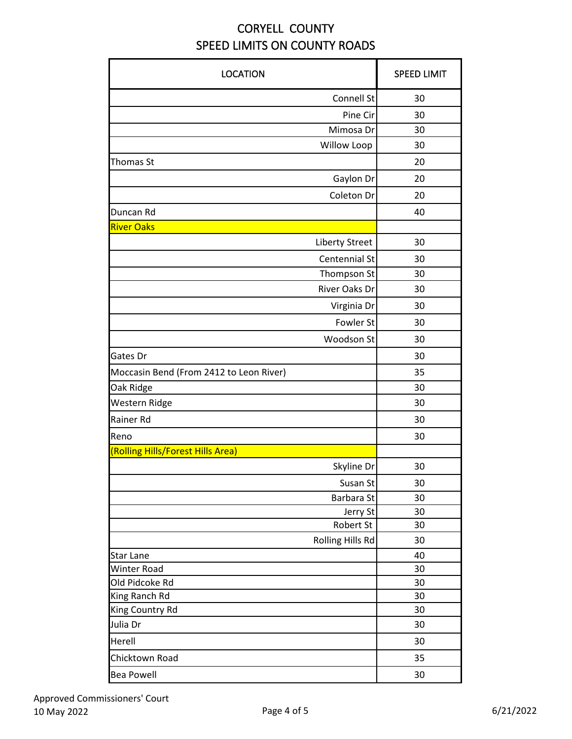# CORYELL COUNTY
## SPEED LIMITS ON COUNTY ROADS

| LOCATION | SPEED LIMIT |
|---|---|
| Connell St | 30 |
| Pine Cir | 30 |
| Mimosa Dr | 30 |
| Willow Loop | 30 |
| Thomas St | 20 |
| Gaylon Dr | 20 |
| Coleton Dr | 20 |
| Duncan Rd | 40 |
| River Oaks | |
| Liberty Street | 30 |
| Centennial St | 30 |
| Thompson St | 30 |
| River Oaks Dr | 30 |
| Virginia Dr | 30 |
| Fowler St | 30 |
| Woodson St | 30 |
| Gates Dr | 30 |
| Moccasin Bend (From 2412 to Leon River) | 35 |
| Oak Ridge | 30 |
| Western Ridge | 30 |
| Rainer Rd | 30 |
| Reno | 30 |
| (Rolling Hills/Forest Hills Area) | |
| Skyline Dr | 30 |
| Susan St | 30 |
| Barbara St | 30 |
| Jerry St | 30 |
| Robert St | 30 |
| Rolling Hills Rd | 30 |
| Star Lane | 40 |
| Winter Road | 30 |
| Old Pidcoke Rd | 30 |
| King Ranch Rd | 30 |
| King Country Rd | 30 |
| Julia Dr | 30 |
| Herell | 30 |
| Chicktown Road | 35 |
| Bea Powell | 30 |

Approved Commissioners' Court
10 May 2022

6/21/2022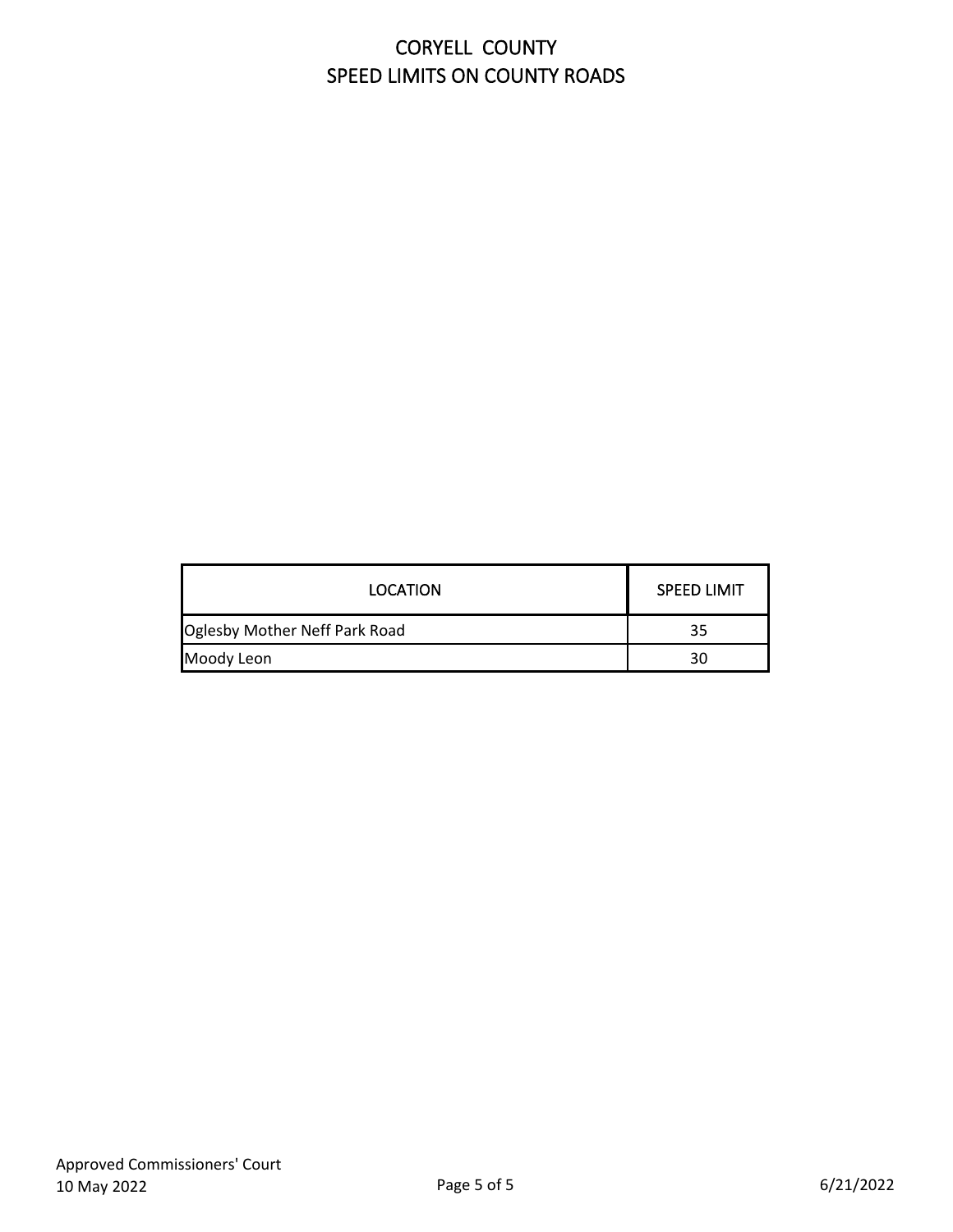# CORYELL COUNTY
## SPEED LIMITS ON COUNTY ROADS

| LOCATION | SPEED LIMIT |
|---|---|
| Oglesby Mother Neff Park Road | 35 |
| Moody Leon | 30 |